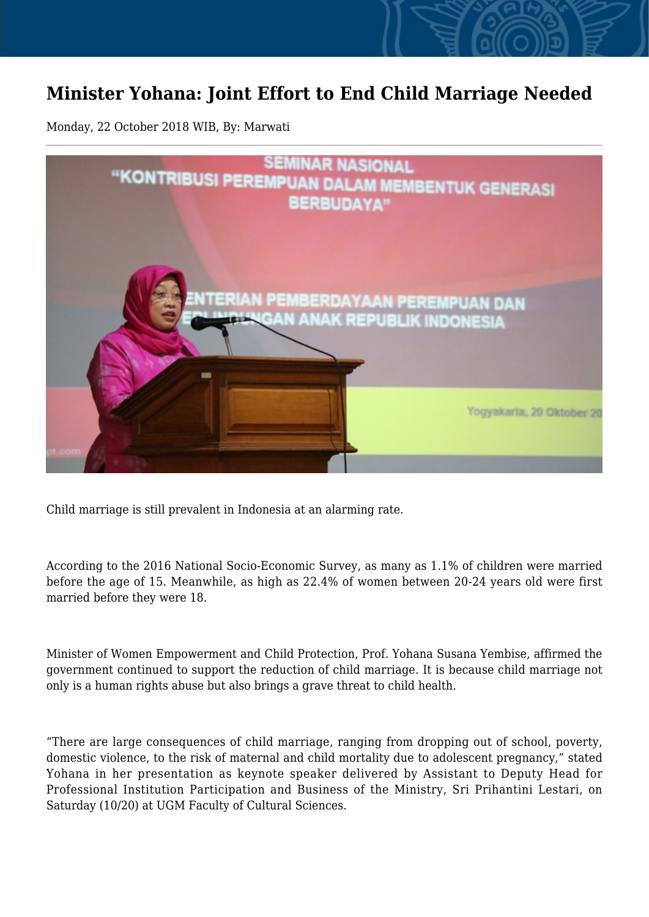# Minister Yohana: Joint Effort to End Child Marriage Needed

Monday, 22 October 2018 WIB, By: Marwati

Child marriage is still prevalent in Indonesia at an alarming rate.

According to the 2016 National Socio-Economic Survey, as many as 1.1% of children were married before the age of 15. Meanwhile, as high as 22.4% of women between 20-24 years old were first married before they were 18.

Minister of Women Empowerment and Child Protection, Prof. Yohana Susana Yembise, affirmed the government continued to support the reduction of child marriage. It is because child marriage not only is a human rights abuse but also brings a grave threat to child health.

“There are large consequences of child marriage, ranging from dropping out of school, poverty, domestic violence, to the risk of maternal and child mortality due to adolescent pregnancy,” stated Yohana in her presentation as keynote speaker delivered by Assistant to Deputy Head for Professional Institution Participation and Business of the Ministry, Sri Prihantini Lestari, on Saturday (10/20) at UGM Faculty of Cultural Sciences.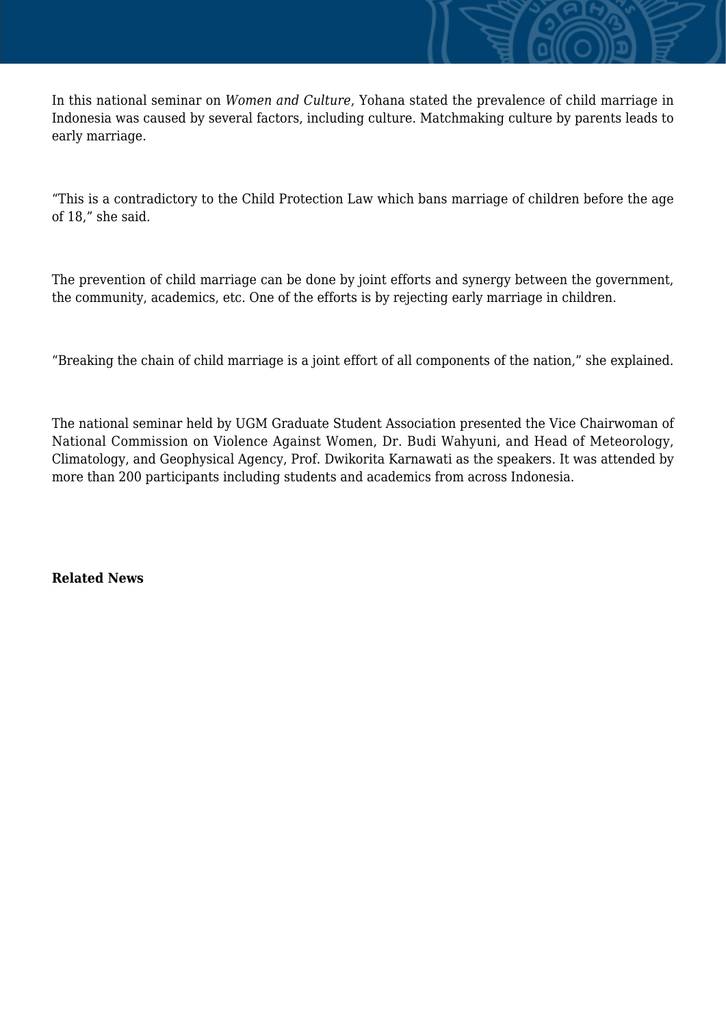In this national seminar on *Women and Culture*, Yohana stated the prevalence of child marriage in Indonesia was caused by several factors, including culture. Matchmaking culture by parents leads to early marriage.

“This is a contradictory to the Child Protection Law which bans marriage of children before the age of 18,” she said.

The prevention of child marriage can be done by joint efforts and synergy between the government, the community, academics, etc. One of the efforts is by rejecting early marriage in children.

“Breaking the chain of child marriage is a joint effort of all components of the nation,” she explained.

The national seminar held by UGM Graduate Student Association presented the Vice Chairwoman of National Commission on Violence Against Women, Dr. Budi Wahyuni, and Head of Meteorology, Climatology, and Geophysical Agency, Prof. Dwikorita Karnawati as the speakers. It was attended by more than 200 participants including students and academics from across Indonesia.

**Related News**